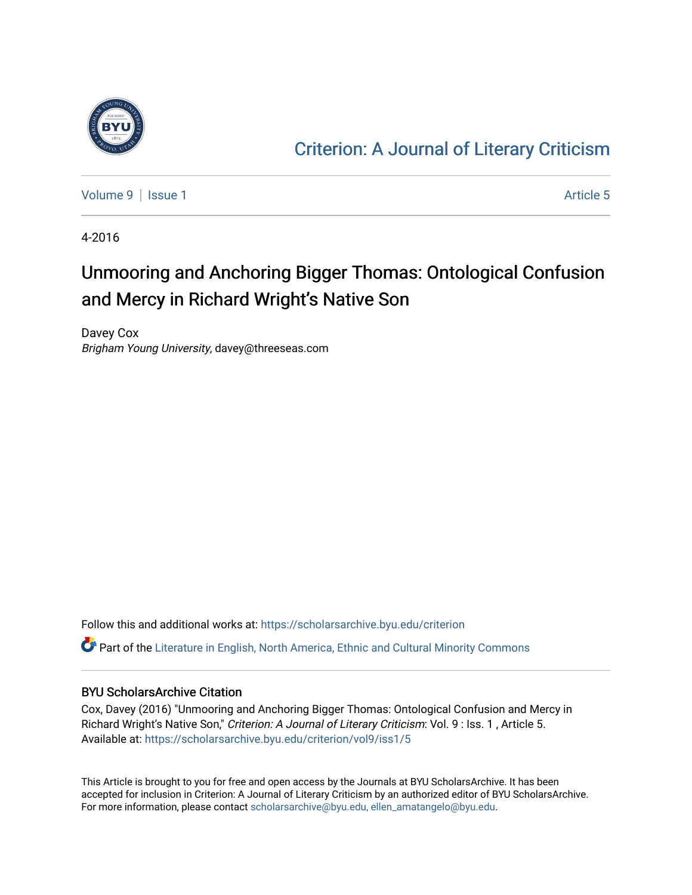[Criterion: A Journal of Literary Criticism](https://scholarsarchive.byu.edu/criterion)

Volume 9 | Issue 1 Article 5

4-2016

# Unmooring and Anchoring Bigger Thomas: Ontological Confusion and Mercy in Richard Wright's Native Son

Davey Cox
*Brigham Young University*, davey@threeseas.com

Follow this and additional works at: https://scholarsarchive.byu.edu/criterion

Part of the Literature in English, North America, Ethnic and Cultural Minority Commons

## BYU ScholarsArchive Citation

Cox, Davey (2016) "Unmooring and Anchoring Bigger Thomas: Ontological Confusion and Mercy in Richard Wright's Native Son," *Criterion: A Journal of Literary Criticism*: Vol. 9 : Iss. 1 , Article 5.
Available at: https://scholarsarchive.byu.edu/criterion/vol9/iss1/5

This Article is brought to you for free and open access by the Journals at BYU ScholarsArchive. It has been accepted for inclusion in Criterion: A Journal of Literary Criticism by an authorized editor of BYU ScholarsArchive. For more information, please contact scholarsarchive@byu.edu, ellen_amatangelo@byu.edu.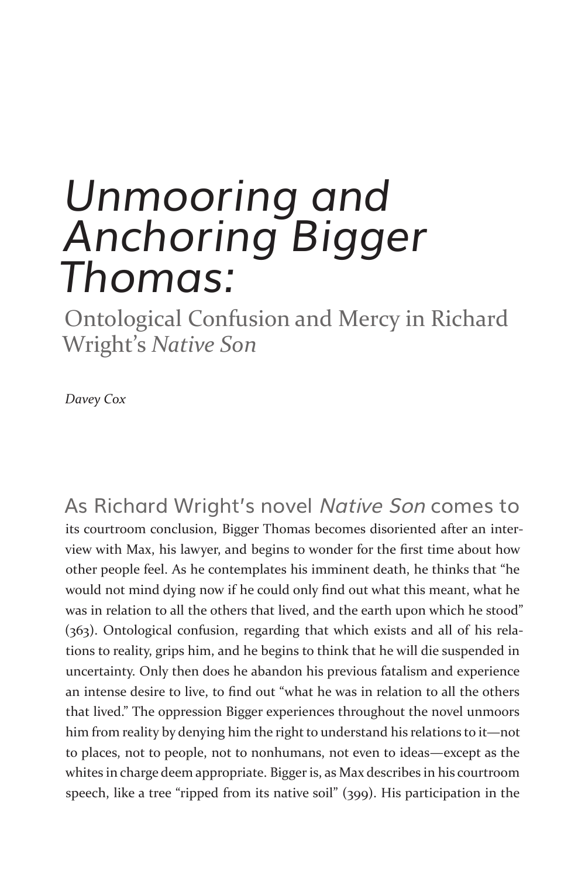# *Unmooring and Anchoring Bigger Thomas:*

## Ontological Confusion and Mercy in Richard Wright's *Native Son*

*Davey Cox*

As Richard Wright's novel *Native Son* comes to its courtroom conclusion, Bigger Thomas becomes disoriented after an interview with Max, his lawyer, and begins to wonder for the first time about how other people feel. As he contemplates his imminent death, he thinks that "he would not mind dying now if he could only find out what this meant, what he was in relation to all the others that lived, and the earth upon which he stood" (363). Ontological confusion, regarding that which exists and all of his relations to reality, grips him, and he begins to think that he will die suspended in uncertainty. Only then does he abandon his previous fatalism and experience an intense desire to live, to find out "what he was in relation to all the others that lived." The oppression Bigger experiences throughout the novel unmoors him from reality by denying him the right to understand his relations to it—not to places, not to people, not to nonhumans, not even to ideas—except as the whites in charge deem appropriate. Bigger is, as Max describes in his courtroom speech, like a tree "ripped from its native soil" (399). His participation in the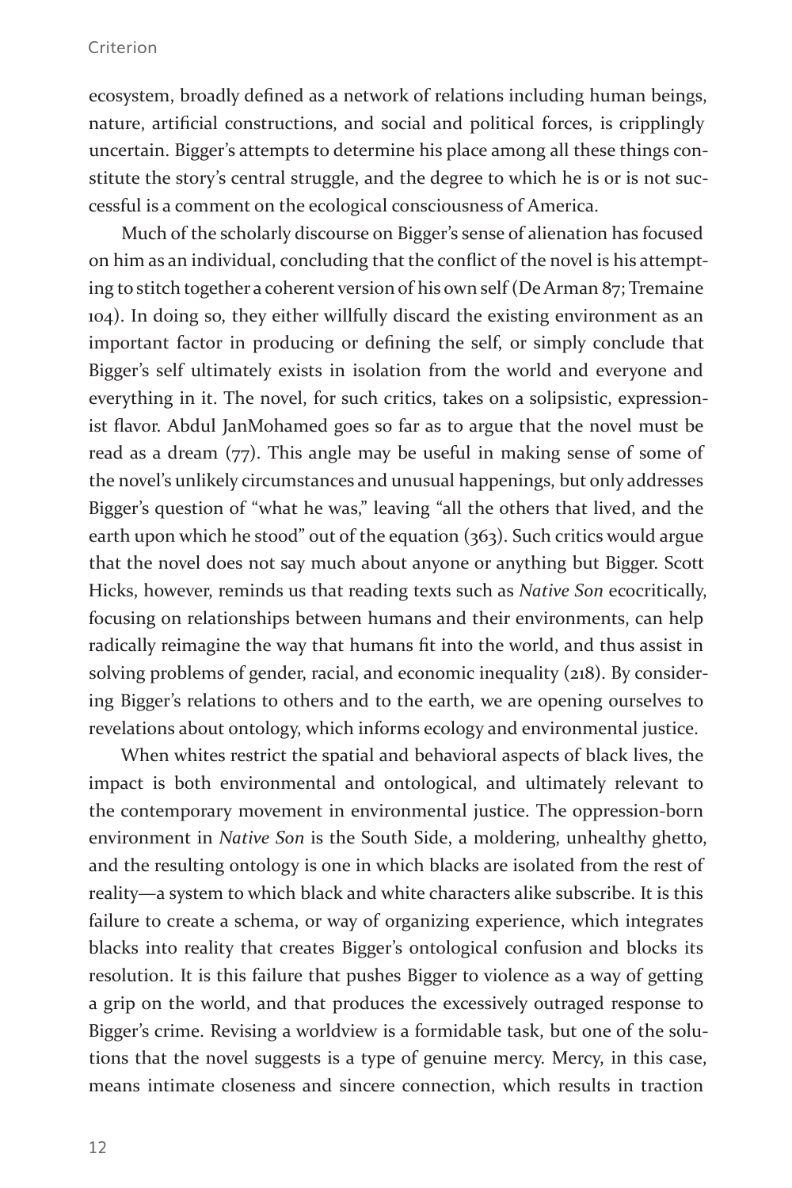ecosystem, broadly defined as a network of relations including human beings, nature, artificial constructions, and social and political forces, is cripplingly uncertain. Bigger's attempts to determine his place among all these things constitute the story's central struggle, and the degree to which he is or is not successful is a comment on the ecological consciousness of America.

Much of the scholarly discourse on Bigger's sense of alienation has focused on him as an individual, concluding that the conflict of the novel is his attempting to stitch together a coherent version of his own self (De Arman 87; Tremaine 104). In doing so, they either willfully discard the existing environment as an important factor in producing or defining the self, or simply conclude that Bigger's self ultimately exists in isolation from the world and everyone and everything in it. The novel, for such critics, takes on a solipsistic, expressionist flavor. Abdul JanMohamed goes so far as to argue that the novel must be read as a dream (77). This angle may be useful in making sense of some of the novel's unlikely circumstances and unusual happenings, but only addresses Bigger's question of "what he was," leaving "all the others that lived, and the earth upon which he stood" out of the equation (363). Such critics would argue that the novel does not say much about anyone or anything but Bigger. Scott Hicks, however, reminds us that reading texts such as *Native Son* ecocritically, focusing on relationships between humans and their environments, can help radically reimagine the way that humans fit into the world, and thus assist in solving problems of gender, racial, and economic inequality (218). By considering Bigger's relations to others and to the earth, we are opening ourselves to revelations about ontology, which informs ecology and environmental justice.

When whites restrict the spatial and behavioral aspects of black lives, the impact is both environmental and ontological, and ultimately relevant to the contemporary movement in environmental justice. The oppression-born environment in *Native Son* is the South Side, a moldering, unhealthy ghetto, and the resulting ontology is one in which blacks are isolated from the rest of reality—a system to which black and white characters alike subscribe. It is this failure to create a schema, or way of organizing experience, which integrates blacks into reality that creates Bigger's ontological confusion and blocks its resolution. It is this failure that pushes Bigger to violence as a way of getting a grip on the world, and that produces the excessively outraged response to Bigger's crime. Revising a worldview is a formidable task, but one of the solutions that the novel suggests is a type of genuine mercy. Mercy, in this case, means intimate closeness and sincere connection, which results in traction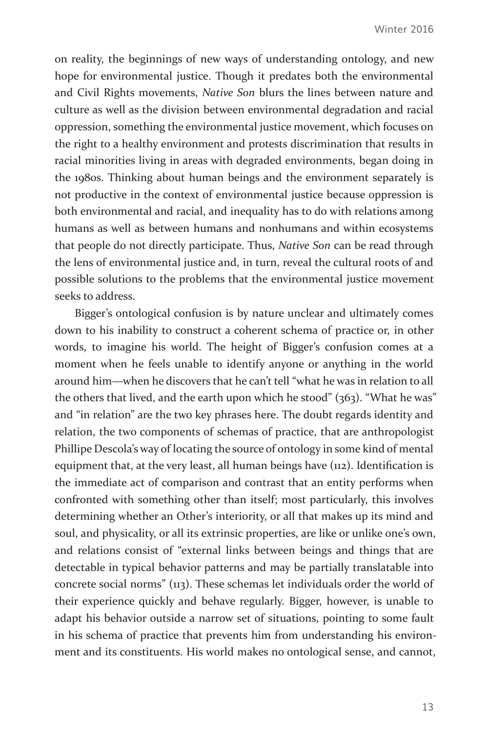on reality, the beginnings of new ways of understanding ontology, and new hope for environmental justice. Though it predates both the environmental and Civil Rights movements, *Native Son* blurs the lines between nature and culture as well as the division between environmental degradation and racial oppression, something the environmental justice movement, which focuses on the right to a healthy environment and protests discrimination that results in racial minorities living in areas with degraded environments, began doing in the 1980s. Thinking about human beings and the environment separately is not productive in the context of environmental justice because oppression is both environmental and racial, and inequality has to do with relations among humans as well as between humans and nonhumans and within ecosystems that people do not directly participate. Thus, *Native Son* can be read through the lens of environmental justice and, in turn, reveal the cultural roots of and possible solutions to the problems that the environmental justice movement seeks to address.

Bigger's ontological confusion is by nature unclear and ultimately comes down to his inability to construct a coherent schema of practice or, in other words, to imagine his world. The height of Bigger's confusion comes at a moment when he feels unable to identify anyone or anything in the world around him—when he discovers that he can't tell "what he was in relation to all the others that lived, and the earth upon which he stood" (363). "What he was" and "in relation" are the two key phrases here. The doubt regards identity and relation, the two components of schemas of practice, that are anthropologist Phillipe Descola's way of locating the source of ontology in some kind of mental equipment that, at the very least, all human beings have (112). Identification is the immediate act of comparison and contrast that an entity performs when confronted with something other than itself; most particularly, this involves determining whether an Other's interiority, or all that makes up its mind and soul, and physicality, or all its extrinsic properties, are like or unlike one's own, and relations consist of "external links between beings and things that are detectable in typical behavior patterns and may be partially translatable into concrete social norms" (113). These schemas let individuals order the world of their experience quickly and behave regularly. Bigger, however, is unable to adapt his behavior outside a narrow set of situations, pointing to some fault in his schema of practice that prevents him from understanding his environment and its constituents. His world makes no ontological sense, and cannot,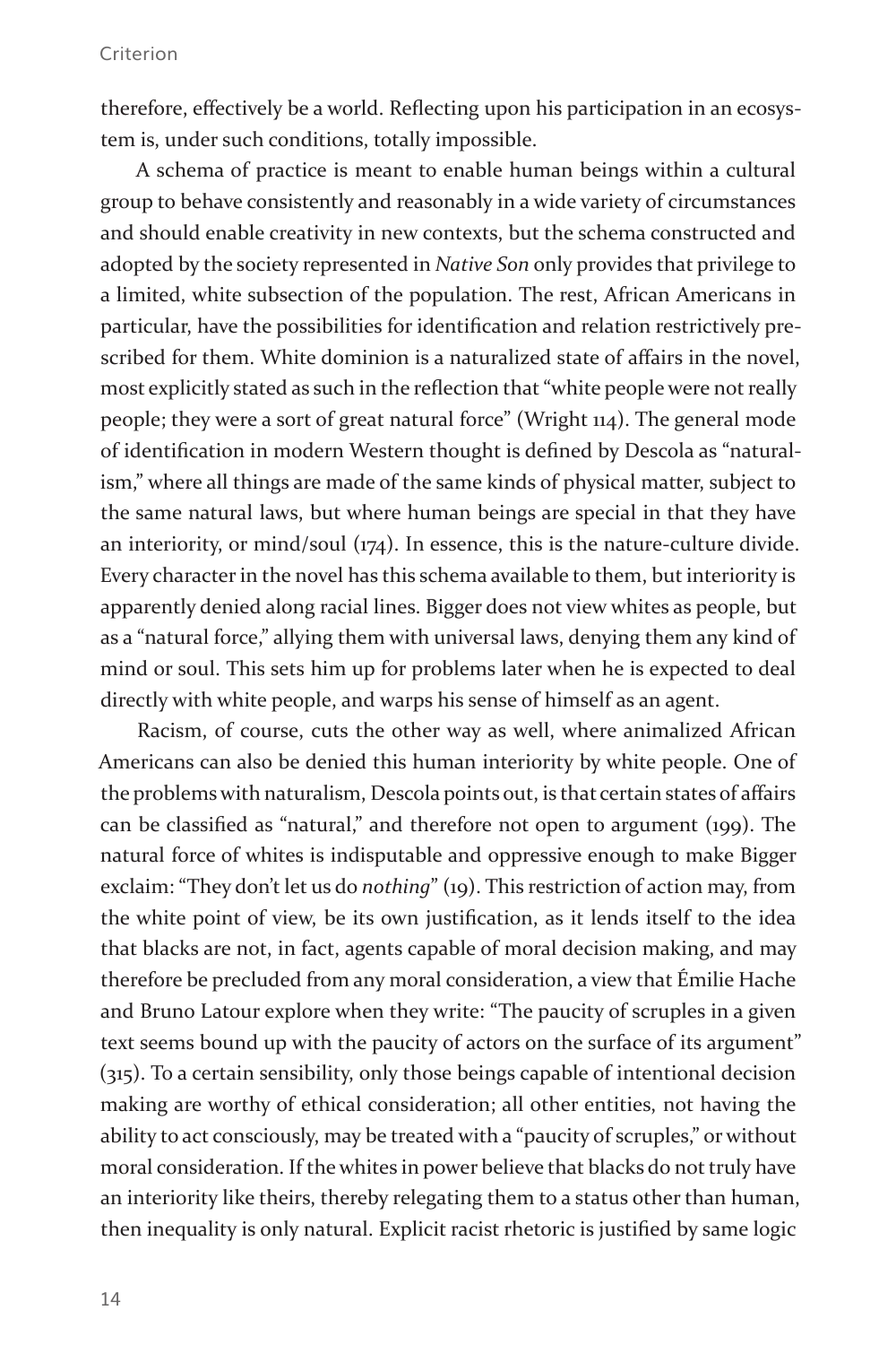therefore, effectively be a world. Reflecting upon his participation in an ecosystem is, under such conditions, totally impossible.

A schema of practice is meant to enable human beings within a cultural group to behave consistently and reasonably in a wide variety of circumstances and should enable creativity in new contexts, but the schema constructed and adopted by the society represented in *Native Son* only provides that privilege to a limited, white subsection of the population. The rest, African Americans in particular, have the possibilities for identification and relation restrictively prescribed for them. White dominion is a naturalized state of affairs in the novel, most explicitly stated as such in the reflection that "white people were not really people; they were a sort of great natural force" (Wright 114). The general mode of identification in modern Western thought is defined by Descola as "naturalism," where all things are made of the same kinds of physical matter, subject to the same natural laws, but where human beings are special in that they have an interiority, or mind/soul (174). In essence, this is the nature-culture divide. Every character in the novel has this schema available to them, but interiority is apparently denied along racial lines. Bigger does not view whites as people, but as a "natural force," allying them with universal laws, denying them any kind of mind or soul. This sets him up for problems later when he is expected to deal directly with white people, and warps his sense of himself as an agent.

Racism, of course, cuts the other way as well, where animalized African Americans can also be denied this human interiority by white people. One of the problems with naturalism, Descola points out, is that certain states of affairs can be classified as "natural," and therefore not open to argument (199). The natural force of whites is indisputable and oppressive enough to make Bigger exclaim: "They don't let us do *nothing*" (19). This restriction of action may, from the white point of view, be its own justification, as it lends itself to the idea that blacks are not, in fact, agents capable of moral decision making, and may therefore be precluded from any moral consideration, a view that Émilie Hache and Bruno Latour explore when they write: "The paucity of scruples in a given text seems bound up with the paucity of actors on the surface of its argument" (315). To a certain sensibility, only those beings capable of intentional decision making are worthy of ethical consideration; all other entities, not having the ability to act consciously, may be treated with a "paucity of scruples," or without moral consideration. If the whites in power believe that blacks do not truly have an interiority like theirs, thereby relegating them to a status other than human, then inequality is only natural. Explicit racist rhetoric is justified by same logic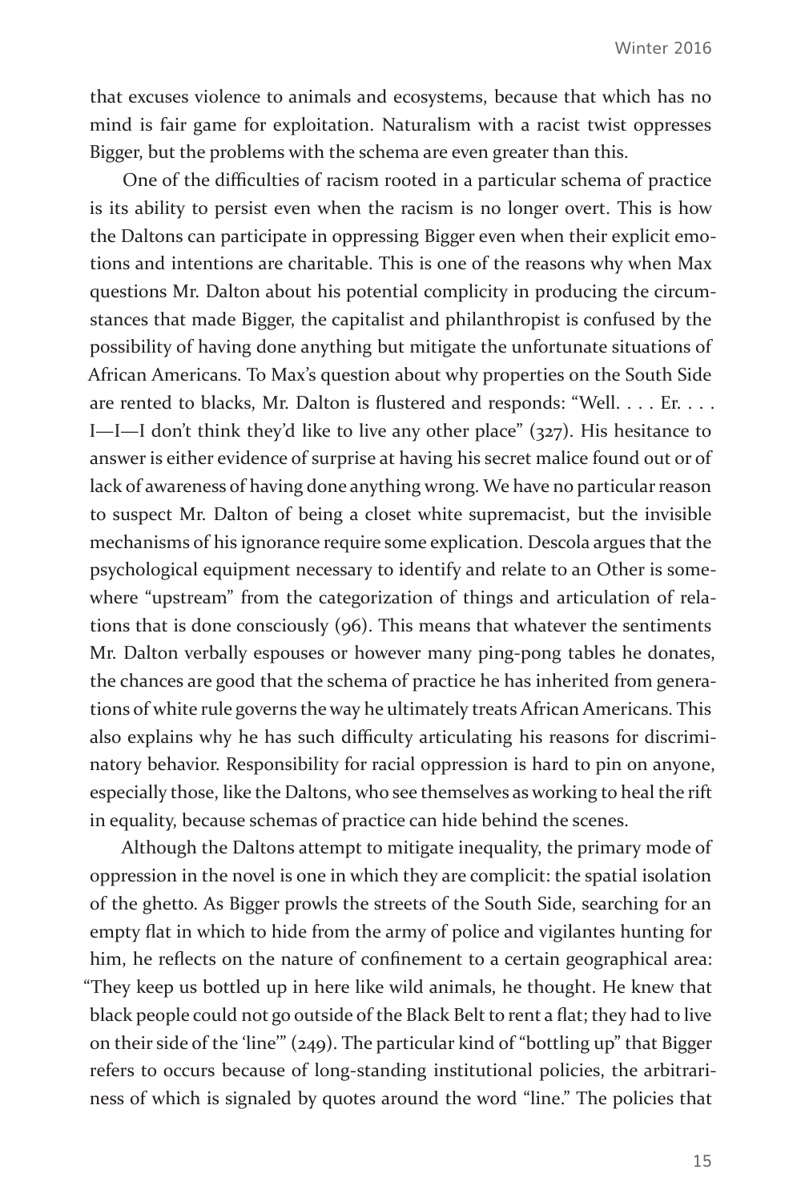that excuses violence to animals and ecosystems, because that which has no mind is fair game for exploitation. Naturalism with a racist twist oppresses Bigger, but the problems with the schema are even greater than this.

One of the difficulties of racism rooted in a particular schema of practice is its ability to persist even when the racism is no longer overt. This is how the Daltons can participate in oppressing Bigger even when their explicit emotions and intentions are charitable. This is one of the reasons why when Max questions Mr. Dalton about his potential complicity in producing the circumstances that made Bigger, the capitalist and philanthropist is confused by the possibility of having done anything but mitigate the unfortunate situations of African Americans. To Max's question about why properties on the South Side are rented to blacks, Mr. Dalton is flustered and responds: "Well. . . . Er. . . . I—I—I don't think they'd like to live any other place" (327). His hesitance to answer is either evidence of surprise at having his secret malice found out or of lack of awareness of having done anything wrong. We have no particular reason to suspect Mr. Dalton of being a closet white supremacist, but the invisible mechanisms of his ignorance require some explication. Descola argues that the psychological equipment necessary to identify and relate to an Other is somewhere "upstream" from the categorization of things and articulation of relations that is done consciously (96). This means that whatever the sentiments Mr. Dalton verbally espouses or however many ping-pong tables he donates, the chances are good that the schema of practice he has inherited from generations of white rule governs the way he ultimately treats African Americans. This also explains why he has such difficulty articulating his reasons for discriminatory behavior. Responsibility for racial oppression is hard to pin on anyone, especially those, like the Daltons, who see themselves as working to heal the rift in equality, because schemas of practice can hide behind the scenes.

Although the Daltons attempt to mitigate inequality, the primary mode of oppression in the novel is one in which they are complicit: the spatial isolation of the ghetto. As Bigger prowls the streets of the South Side, searching for an empty flat in which to hide from the army of police and vigilantes hunting for him, he reflects on the nature of confinement to a certain geographical area: "They keep us bottled up in here like wild animals, he thought. He knew that black people could not go outside of the Black Belt to rent a flat; they had to live on their side of the 'line'" (249). The particular kind of "bottling up" that Bigger refers to occurs because of long-standing institutional policies, the arbitrariness of which is signaled by quotes around the word "line." The policies that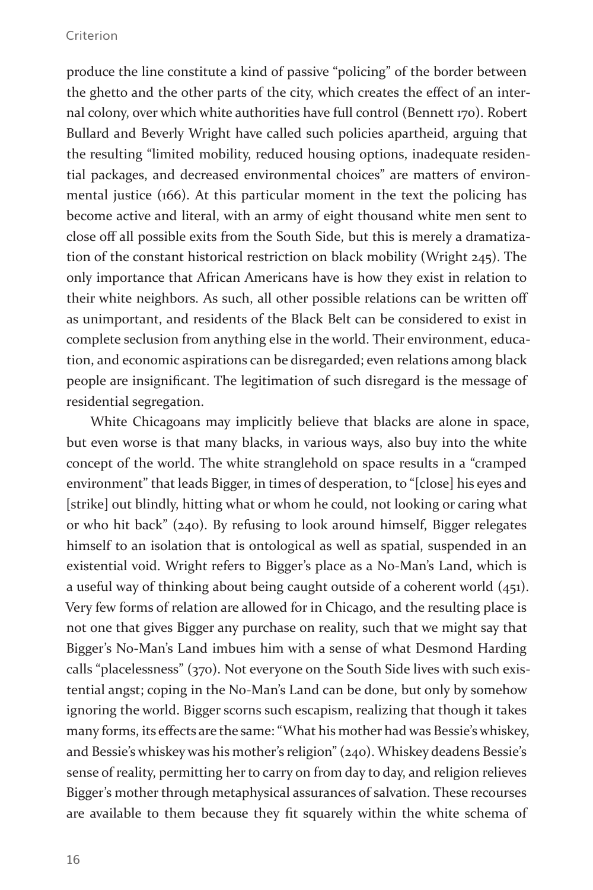produce the line constitute a kind of passive "policing" of the border between the ghetto and the other parts of the city, which creates the effect of an internal colony, over which white authorities have full control (Bennett 170). Robert Bullard and Beverly Wright have called such policies apartheid, arguing that the resulting "limited mobility, reduced housing options, inadequate residential packages, and decreased environmental choices" are matters of environmental justice (166). At this particular moment in the text the policing has become active and literal, with an army of eight thousand white men sent to close off all possible exits from the South Side, but this is merely a dramatization of the constant historical restriction on black mobility (Wright 245). The only importance that African Americans have is how they exist in relation to their white neighbors. As such, all other possible relations can be written off as unimportant, and residents of the Black Belt can be considered to exist in complete seclusion from anything else in the world. Their environment, education, and economic aspirations can be disregarded; even relations among black people are insignificant. The legitimation of such disregard is the message of residential segregation.

White Chicagoans may implicitly believe that blacks are alone in space, but even worse is that many blacks, in various ways, also buy into the white concept of the world. The white stranglehold on space results in a "cramped environment" that leads Bigger, in times of desperation, to "[close] his eyes and [strike] out blindly, hitting what or whom he could, not looking or caring what or who hit back" (240). By refusing to look around himself, Bigger relegates himself to an isolation that is ontological as well as spatial, suspended in an existential void. Wright refers to Bigger's place as a No-Man's Land, which is a useful way of thinking about being caught outside of a coherent world (451). Very few forms of relation are allowed for in Chicago, and the resulting place is not one that gives Bigger any purchase on reality, such that we might say that Bigger's No-Man's Land imbues him with a sense of what Desmond Harding calls "placelessness" (370). Not everyone on the South Side lives with such existential angst; coping in the No-Man's Land can be done, but only by somehow ignoring the world. Bigger scorns such escapism, realizing that though it takes many forms, its effects are the same: "What his mother had was Bessie's whiskey, and Bessie's whiskey was his mother's religion" (240). Whiskey deadens Bessie's sense of reality, permitting her to carry on from day to day, and religion relieves Bigger's mother through metaphysical assurances of salvation. These recourses are available to them because they fit squarely within the white schema of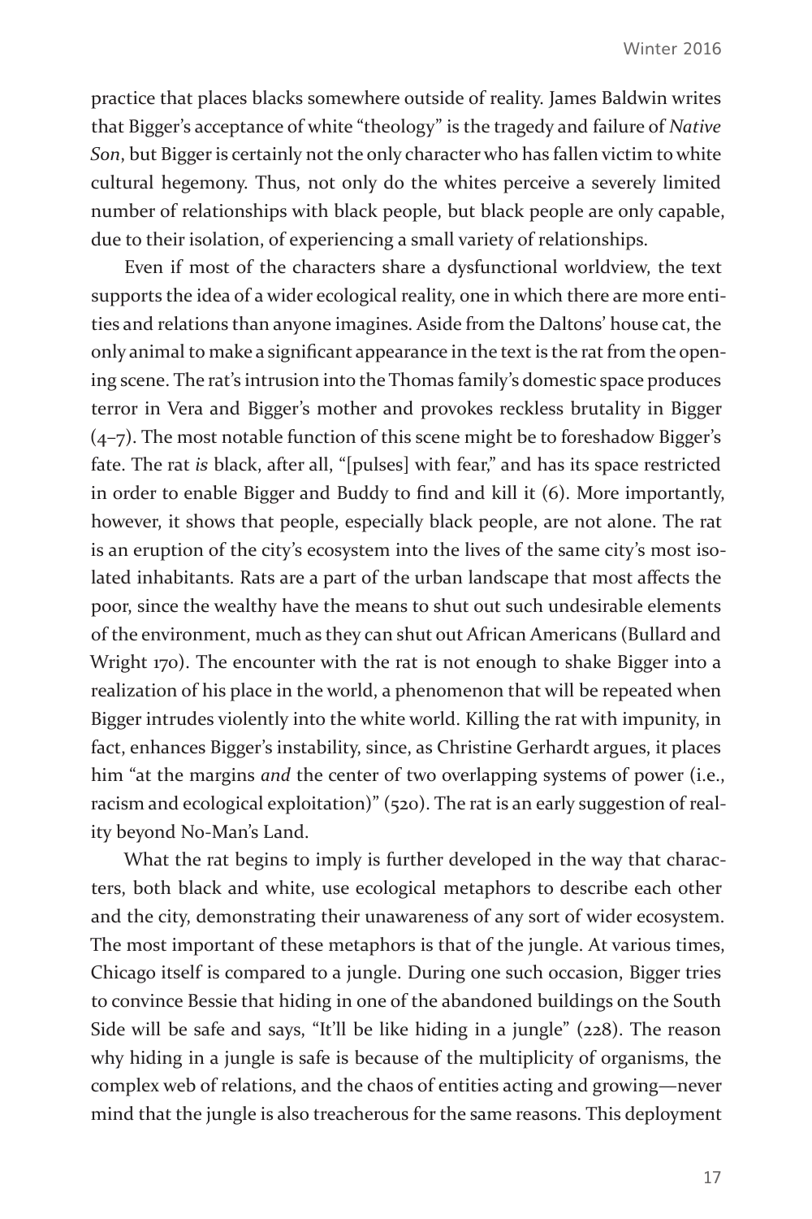practice that places blacks somewhere outside of reality. James Baldwin writes that Bigger's acceptance of white "theology" is the tragedy and failure of *Native Son*, but Bigger is certainly not the only character who has fallen victim to white cultural hegemony. Thus, not only do the whites perceive a severely limited number of relationships with black people, but black people are only capable, due to their isolation, of experiencing a small variety of relationships.

Even if most of the characters share a dysfunctional worldview, the text supports the idea of a wider ecological reality, one in which there are more entities and relations than anyone imagines. Aside from the Daltons' house cat, the only animal to make a significant appearance in the text is the rat from the opening scene. The rat's intrusion into the Thomas family's domestic space produces terror in Vera and Bigger's mother and provokes reckless brutality in Bigger (4–7). The most notable function of this scene might be to foreshadow Bigger's fate. The rat *is* black, after all, "[pulses] with fear," and has its space restricted in order to enable Bigger and Buddy to find and kill it (6). More importantly, however, it shows that people, especially black people, are not alone. The rat is an eruption of the city's ecosystem into the lives of the same city's most isolated inhabitants. Rats are a part of the urban landscape that most affects the poor, since the wealthy have the means to shut out such undesirable elements of the environment, much as they can shut out African Americans (Bullard and Wright 170). The encounter with the rat is not enough to shake Bigger into a realization of his place in the world, a phenomenon that will be repeated when Bigger intrudes violently into the white world. Killing the rat with impunity, in fact, enhances Bigger's instability, since, as Christine Gerhardt argues, it places him "at the margins *and* the center of two overlapping systems of power (i.e., racism and ecological exploitation)" (520). The rat is an early suggestion of reality beyond No-Man's Land.

What the rat begins to imply is further developed in the way that characters, both black and white, use ecological metaphors to describe each other and the city, demonstrating their unawareness of any sort of wider ecosystem. The most important of these metaphors is that of the jungle. At various times, Chicago itself is compared to a jungle. During one such occasion, Bigger tries to convince Bessie that hiding in one of the abandoned buildings on the South Side will be safe and says, "It'll be like hiding in a jungle" (228). The reason why hiding in a jungle is safe is because of the multiplicity of organisms, the complex web of relations, and the chaos of entities acting and growing—never mind that the jungle is also treacherous for the same reasons. This deployment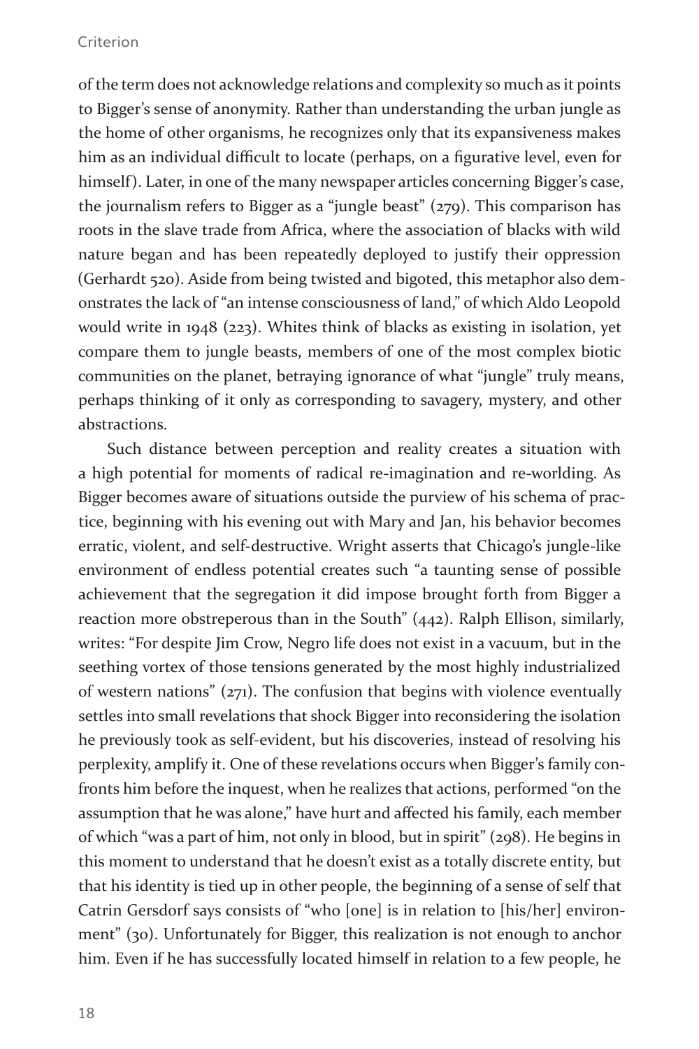of the term does not acknowledge relations and complexity so much as it points to Bigger's sense of anonymity. Rather than understanding the urban jungle as the home of other organisms, he recognizes only that its expansiveness makes him as an individual difficult to locate (perhaps, on a figurative level, even for himself). Later, in one of the many newspaper articles concerning Bigger's case, the journalism refers to Bigger as a "jungle beast" (279). This comparison has roots in the slave trade from Africa, where the association of blacks with wild nature began and has been repeatedly deployed to justify their oppression (Gerhardt 520). Aside from being twisted and bigoted, this metaphor also demonstrates the lack of "an intense consciousness of land," of which Aldo Leopold would write in 1948 (223). Whites think of blacks as existing in isolation, yet compare them to jungle beasts, members of one of the most complex biotic communities on the planet, betraying ignorance of what "jungle" truly means, perhaps thinking of it only as corresponding to savagery, mystery, and other abstractions.

Such distance between perception and reality creates a situation with a high potential for moments of radical re-imagination and re-worlding. As Bigger becomes aware of situations outside the purview of his schema of practice, beginning with his evening out with Mary and Jan, his behavior becomes erratic, violent, and self-destructive. Wright asserts that Chicago's jungle-like environment of endless potential creates such "a taunting sense of possible achievement that the segregation it did impose brought forth from Bigger a reaction more obstreperous than in the South" (442). Ralph Ellison, similarly, writes: "For despite Jim Crow, Negro life does not exist in a vacuum, but in the seething vortex of those tensions generated by the most highly industrialized of western nations" (271). The confusion that begins with violence eventually settles into small revelations that shock Bigger into reconsidering the isolation he previously took as self-evident, but his discoveries, instead of resolving his perplexity, amplify it. One of these revelations occurs when Bigger's family confronts him before the inquest, when he realizes that actions, performed "on the assumption that he was alone," have hurt and affected his family, each member of which "was a part of him, not only in blood, but in spirit" (298). He begins in this moment to understand that he doesn't exist as a totally discrete entity, but that his identity is tied up in other people, the beginning of a sense of self that Catrin Gersdorf says consists of "who [one] is in relation to [his/her] environment" (30). Unfortunately for Bigger, this realization is not enough to anchor him. Even if he has successfully located himself in relation to a few people, he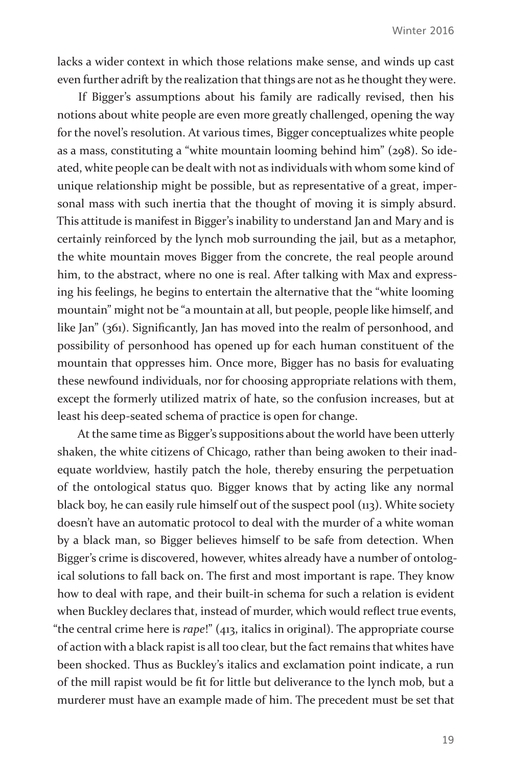lacks a wider context in which those relations make sense, and winds up cast even further adrift by the realization that things are not as he thought they were.

If Bigger's assumptions about his family are radically revised, then his notions about white people are even more greatly challenged, opening the way for the novel's resolution. At various times, Bigger conceptualizes white people as a mass, constituting a "white mountain looming behind him" (298). So ideated, white people can be dealt with not as individuals with whom some kind of unique relationship might be possible, but as representative of a great, impersonal mass with such inertia that the thought of moving it is simply absurd. This attitude is manifest in Bigger's inability to understand Jan and Mary and is certainly reinforced by the lynch mob surrounding the jail, but as a metaphor, the white mountain moves Bigger from the concrete, the real people around him, to the abstract, where no one is real. After talking with Max and expressing his feelings, he begins to entertain the alternative that the "white looming mountain" might not be "a mountain at all, but people, people like himself, and like Jan" (361). Significantly, Jan has moved into the realm of personhood, and possibility of personhood has opened up for each human constituent of the mountain that oppresses him. Once more, Bigger has no basis for evaluating these newfound individuals, nor for choosing appropriate relations with them, except the formerly utilized matrix of hate, so the confusion increases, but at least his deep-seated schema of practice is open for change.

At the same time as Bigger's suppositions about the world have been utterly shaken, the white citizens of Chicago, rather than being awoken to their inadequate worldview, hastily patch the hole, thereby ensuring the perpetuation of the ontological status quo. Bigger knows that by acting like any normal black boy, he can easily rule himself out of the suspect pool (113). White society doesn't have an automatic protocol to deal with the murder of a white woman by a black man, so Bigger believes himself to be safe from detection. When Bigger's crime is discovered, however, whites already have a number of ontological solutions to fall back on. The first and most important is rape. They know how to deal with rape, and their built-in schema for such a relation is evident when Buckley declares that, instead of murder, which would reflect true events, "the central crime here is *rape*!" (413, italics in original). The appropriate course of action with a black rapist is all too clear, but the fact remains that whites have been shocked. Thus as Buckley's italics and exclamation point indicate, a run of the mill rapist would be fit for little but deliverance to the lynch mob, but a murderer must have an example made of him. The precedent must be set that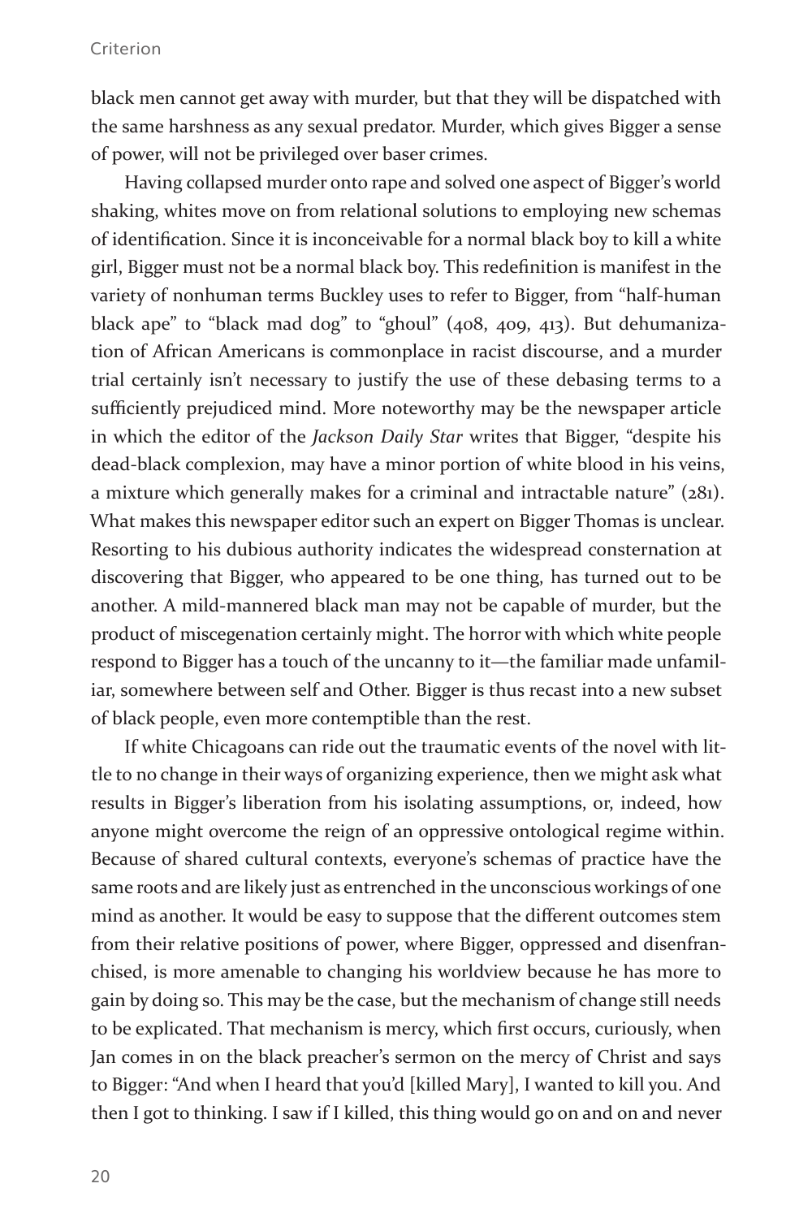black men cannot get away with murder, but that they will be dispatched with the same harshness as any sexual predator. Murder, which gives Bigger a sense of power, will not be privileged over baser crimes.

Having collapsed murder onto rape and solved one aspect of Bigger's world shaking, whites move on from relational solutions to employing new schemas of identification. Since it is inconceivable for a normal black boy to kill a white girl, Bigger must not be a normal black boy. This redefinition is manifest in the variety of nonhuman terms Buckley uses to refer to Bigger, from "half-human black ape" to "black mad dog" to "ghoul" (408, 409, 413). But dehumanization of African Americans is commonplace in racist discourse, and a murder trial certainly isn't necessary to justify the use of these debasing terms to a sufficiently prejudiced mind. More noteworthy may be the newspaper article in which the editor of the *Jackson Daily Star* writes that Bigger, "despite his dead-black complexion, may have a minor portion of white blood in his veins, a mixture which generally makes for a criminal and intractable nature" (281). What makes this newspaper editor such an expert on Bigger Thomas is unclear. Resorting to his dubious authority indicates the widespread consternation at discovering that Bigger, who appeared to be one thing, has turned out to be another. A mild-mannered black man may not be capable of murder, but the product of miscegenation certainly might. The horror with which white people respond to Bigger has a touch of the uncanny to it—the familiar made unfamiliar, somewhere between self and Other. Bigger is thus recast into a new subset of black people, even more contemptible than the rest.

If white Chicagoans can ride out the traumatic events of the novel with little to no change in their ways of organizing experience, then we might ask what results in Bigger's liberation from his isolating assumptions, or, indeed, how anyone might overcome the reign of an oppressive ontological regime within. Because of shared cultural contexts, everyone's schemas of practice have the same roots and are likely just as entrenched in the unconscious workings of one mind as another. It would be easy to suppose that the different outcomes stem from their relative positions of power, where Bigger, oppressed and disenfranchised, is more amenable to changing his worldview because he has more to gain by doing so. This may be the case, but the mechanism of change still needs to be explicated. That mechanism is mercy, which first occurs, curiously, when Jan comes in on the black preacher's sermon on the mercy of Christ and says to Bigger: "And when I heard that you'd [killed Mary], I wanted to kill you. And then I got to thinking. I saw if I killed, this thing would go on and on and never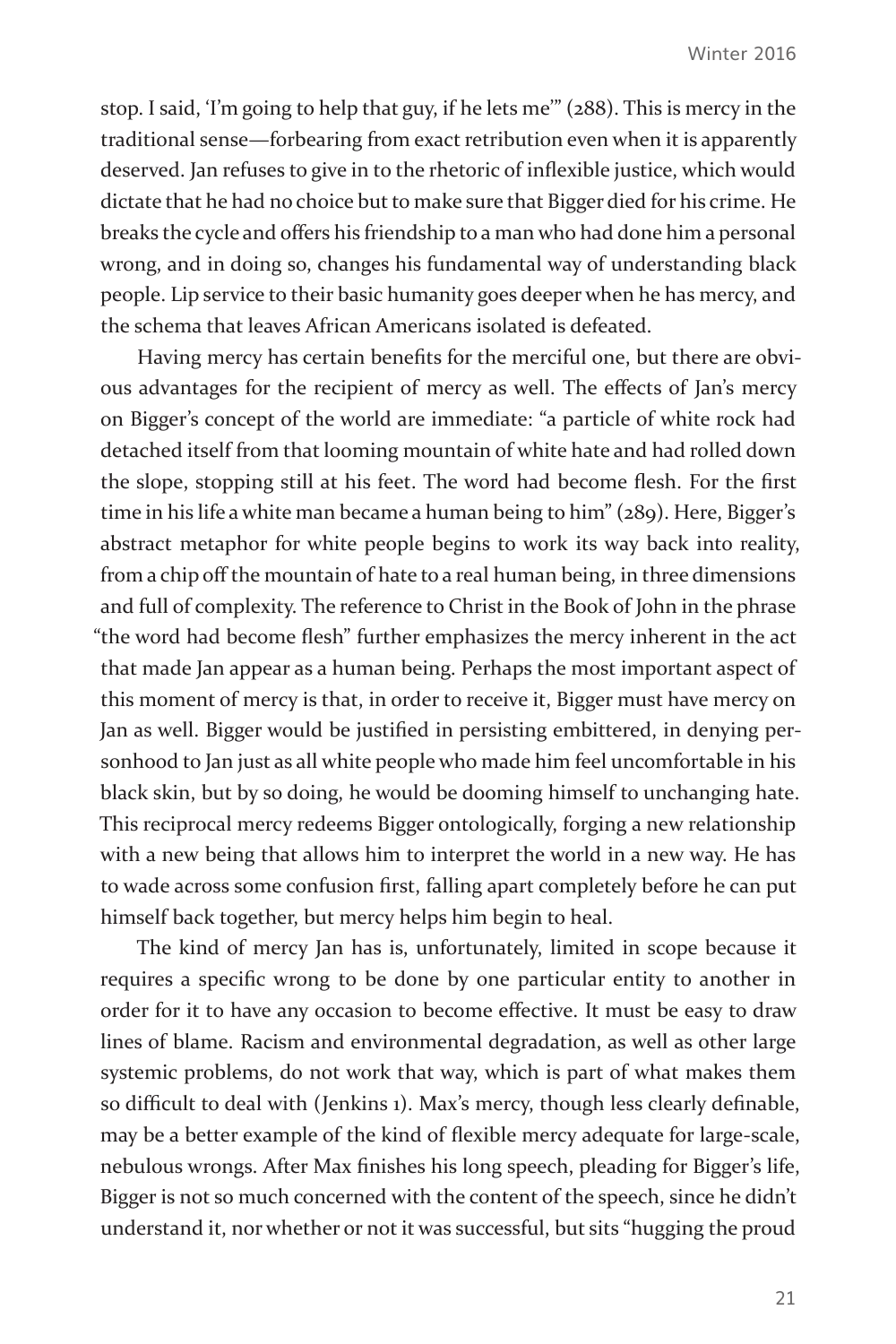stop. I said, 'I'm going to help that guy, if he lets me'" (288). This is mercy in the traditional sense—forbearing from exact retribution even when it is apparently deserved. Jan refuses to give in to the rhetoric of inflexible justice, which would dictate that he had no choice but to make sure that Bigger died for his crime. He breaks the cycle and offers his friendship to a man who had done him a personal wrong, and in doing so, changes his fundamental way of understanding black people. Lip service to their basic humanity goes deeper when he has mercy, and the schema that leaves African Americans isolated is defeated.

Having mercy has certain benefits for the merciful one, but there are obvious advantages for the recipient of mercy as well. The effects of Jan's mercy on Bigger's concept of the world are immediate: "a particle of white rock had detached itself from that looming mountain of white hate and had rolled down the slope, stopping still at his feet. The word had become flesh. For the first time in his life a white man became a human being to him" (289). Here, Bigger's abstract metaphor for white people begins to work its way back into reality, from a chip off the mountain of hate to a real human being, in three dimensions and full of complexity. The reference to Christ in the Book of John in the phrase "the word had become flesh" further emphasizes the mercy inherent in the act that made Jan appear as a human being. Perhaps the most important aspect of this moment of mercy is that, in order to receive it, Bigger must have mercy on Jan as well. Bigger would be justified in persisting embittered, in denying personhood to Jan just as all white people who made him feel uncomfortable in his black skin, but by so doing, he would be dooming himself to unchanging hate. This reciprocal mercy redeems Bigger ontologically, forging a new relationship with a new being that allows him to interpret the world in a new way. He has to wade across some confusion first, falling apart completely before he can put himself back together, but mercy helps him begin to heal.

The kind of mercy Jan has is, unfortunately, limited in scope because it requires a specific wrong to be done by one particular entity to another in order for it to have any occasion to become effective. It must be easy to draw lines of blame. Racism and environmental degradation, as well as other large systemic problems, do not work that way, which is part of what makes them so difficult to deal with (Jenkins 1). Max's mercy, though less clearly definable, may be a better example of the kind of flexible mercy adequate for large-scale, nebulous wrongs. After Max finishes his long speech, pleading for Bigger's life, Bigger is not so much concerned with the content of the speech, since he didn't understand it, nor whether or not it was successful, but sits "hugging the proud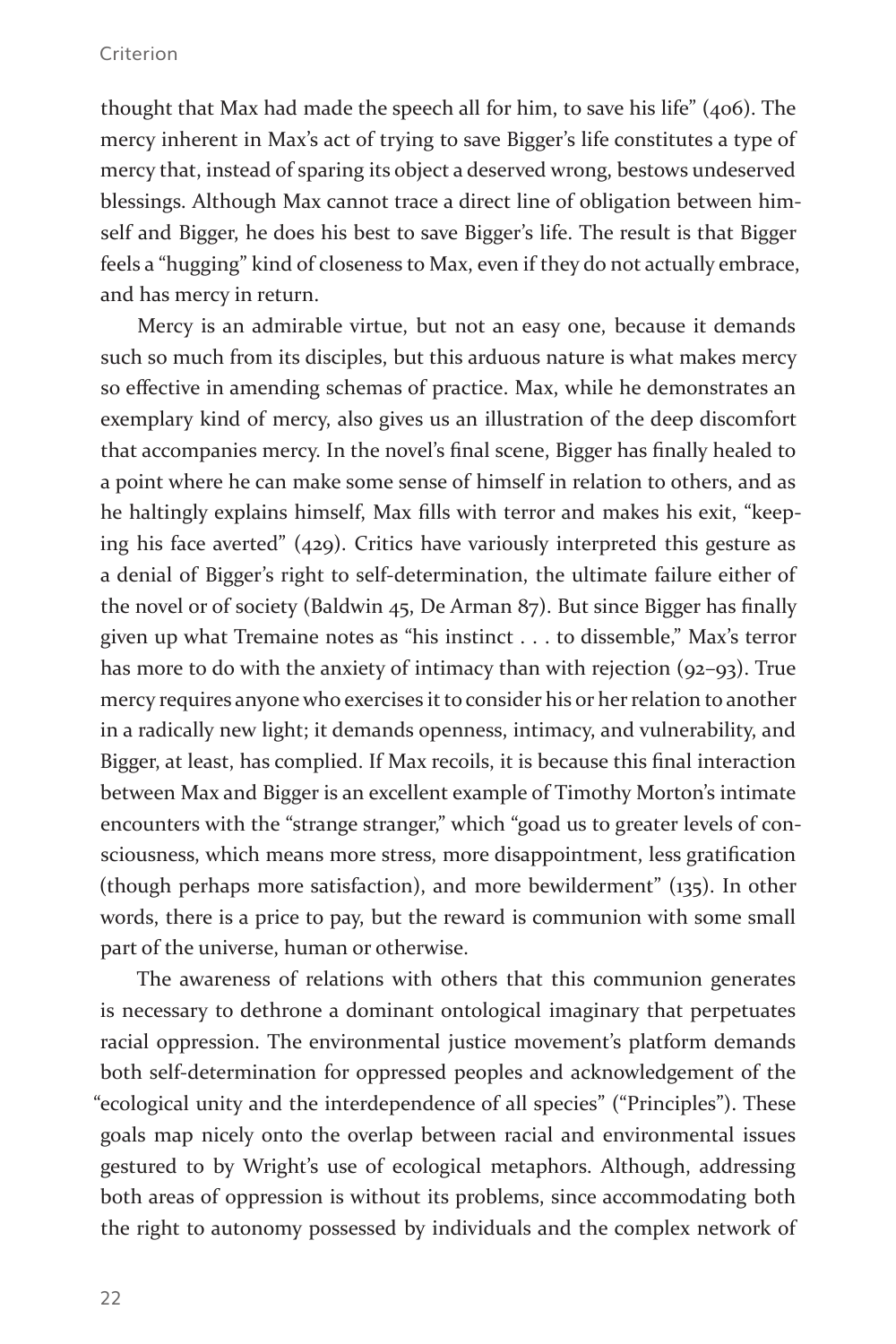thought that Max had made the speech all for him, to save his life" (406). The mercy inherent in Max's act of trying to save Bigger's life constitutes a type of mercy that, instead of sparing its object a deserved wrong, bestows undeserved blessings. Although Max cannot trace a direct line of obligation between himself and Bigger, he does his best to save Bigger's life. The result is that Bigger feels a "hugging" kind of closeness to Max, even if they do not actually embrace, and has mercy in return.

Mercy is an admirable virtue, but not an easy one, because it demands such so much from its disciples, but this arduous nature is what makes mercy so effective in amending schemas of practice. Max, while he demonstrates an exemplary kind of mercy, also gives us an illustration of the deep discomfort that accompanies mercy. In the novel's final scene, Bigger has finally healed to a point where he can make some sense of himself in relation to others, and as he haltingly explains himself, Max fills with terror and makes his exit, "keeping his face averted" (429). Critics have variously interpreted this gesture as a denial of Bigger's right to self-determination, the ultimate failure either of the novel or of society (Baldwin 45, De Arman 87). But since Bigger has finally given up what Tremaine notes as "his instinct . . . to dissemble," Max's terror has more to do with the anxiety of intimacy than with rejection (92–93). True mercy requires anyone who exercises it to consider his or her relation to another in a radically new light; it demands openness, intimacy, and vulnerability, and Bigger, at least, has complied. If Max recoils, it is because this final interaction between Max and Bigger is an excellent example of Timothy Morton's intimate encounters with the "strange stranger," which "goad us to greater levels of consciousness, which means more stress, more disappointment, less gratification (though perhaps more satisfaction), and more bewilderment" (135). In other words, there is a price to pay, but the reward is communion with some small part of the universe, human or otherwise.

The awareness of relations with others that this communion generates is necessary to dethrone a dominant ontological imaginary that perpetuates racial oppression. The environmental justice movement's platform demands both self-determination for oppressed peoples and acknowledgement of the "ecological unity and the interdependence of all species" ("Principles"). These goals map nicely onto the overlap between racial and environmental issues gestured to by Wright's use of ecological metaphors. Although, addressing both areas of oppression is without its problems, since accommodating both the right to autonomy possessed by individuals and the complex network of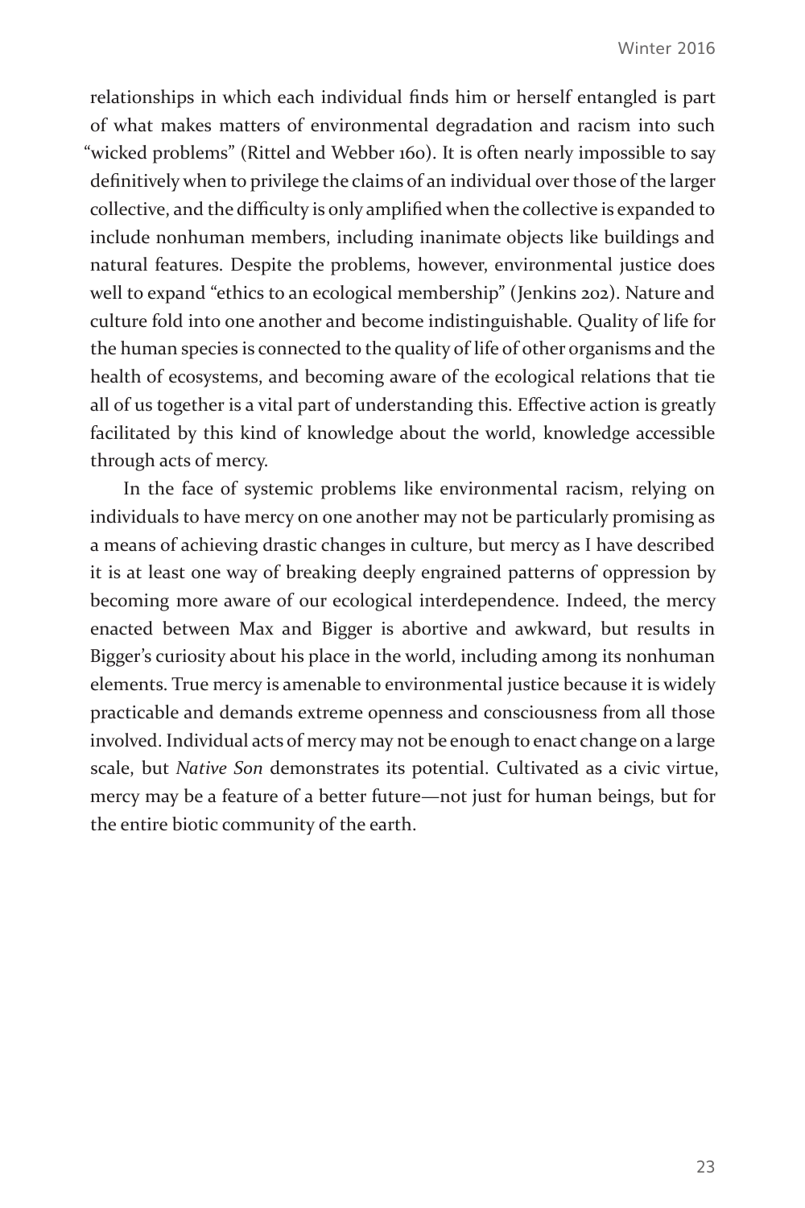relationships in which each individual finds him or herself entangled is part of what makes matters of environmental degradation and racism into such "wicked problems" (Rittel and Webber 160). It is often nearly impossible to say definitively when to privilege the claims of an individual over those of the larger collective, and the difficulty is only amplified when the collective is expanded to include nonhuman members, including inanimate objects like buildings and natural features. Despite the problems, however, environmental justice does well to expand "ethics to an ecological membership" (Jenkins 202). Nature and culture fold into one another and become indistinguishable. Quality of life for the human species is connected to the quality of life of other organisms and the health of ecosystems, and becoming aware of the ecological relations that tie all of us together is a vital part of understanding this. Effective action is greatly facilitated by this kind of knowledge about the world, knowledge accessible through acts of mercy.

In the face of systemic problems like environmental racism, relying on individuals to have mercy on one another may not be particularly promising as a means of achieving drastic changes in culture, but mercy as I have described it is at least one way of breaking deeply engrained patterns of oppression by becoming more aware of our ecological interdependence. Indeed, the mercy enacted between Max and Bigger is abortive and awkward, but results in Bigger's curiosity about his place in the world, including among its nonhuman elements. True mercy is amenable to environmental justice because it is widely practicable and demands extreme openness and consciousness from all those involved. Individual acts of mercy may not be enough to enact change on a large scale, but *Native Son* demonstrates its potential. Cultivated as a civic virtue, mercy may be a feature of a better future—not just for human beings, but for the entire biotic community of the earth.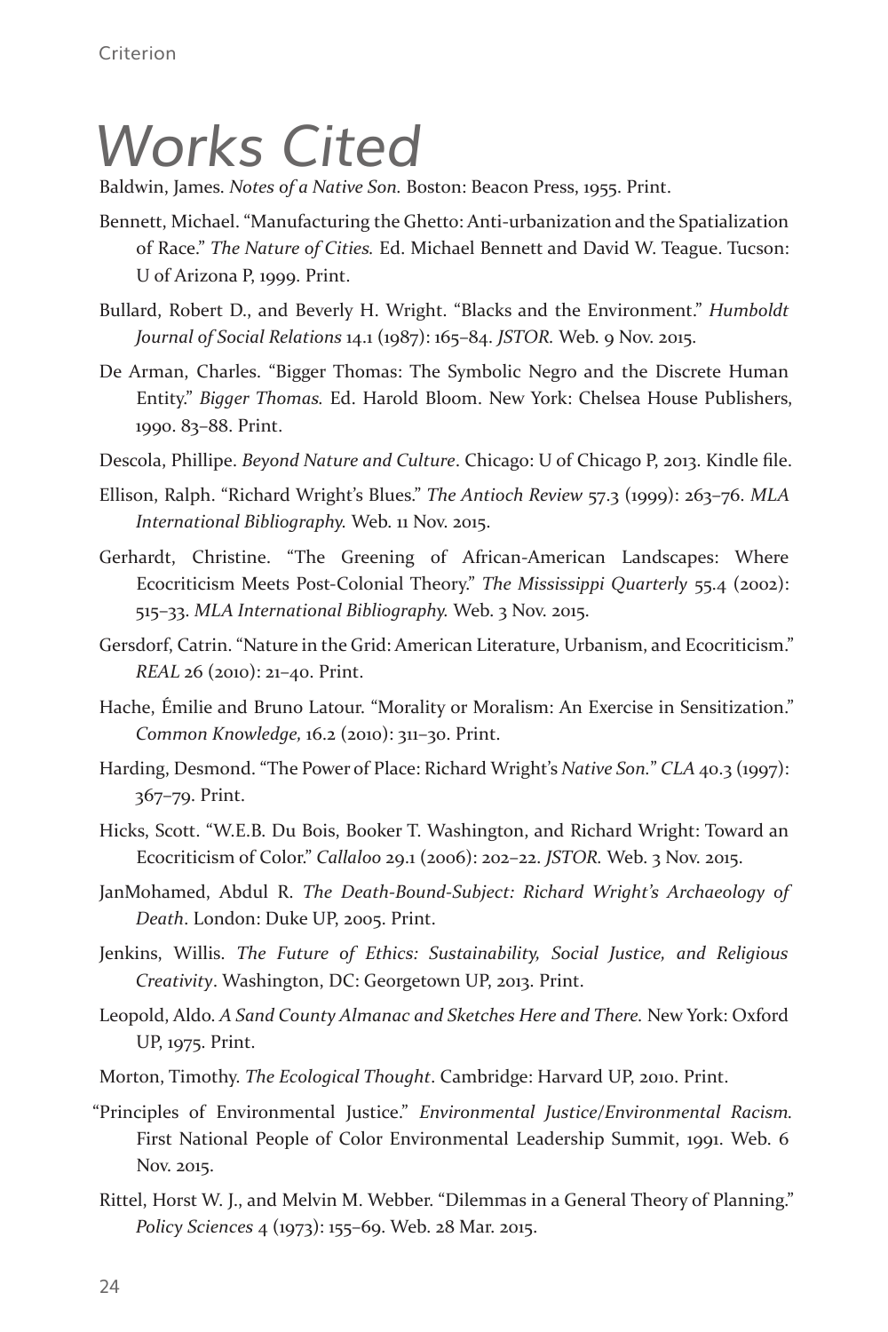# Works Cited

Baldwin, James. *Notes of a Native Son.* Boston: Beacon Press, 1955. Print.

Bennett, Michael. "Manufacturing the Ghetto: Anti-urbanization and the Spatialization of Race." *The Nature of Cities.* Ed. Michael Bennett and David W. Teague. Tucson: U of Arizona P, 1999. Print.

Bullard, Robert D., and Beverly H. Wright. "Blacks and the Environment." *Humboldt Journal of Social Relations* 14.1 (1987): 165–84. *JSTOR.* Web. 9 Nov. 2015.

De Arman, Charles. "Bigger Thomas: The Symbolic Negro and the Discrete Human Entity." *Bigger Thomas.* Ed. Harold Bloom. New York: Chelsea House Publishers, 1990. 83–88. Print.

Descola, Phillipe. *Beyond Nature and Culture*. Chicago: U of Chicago P, 2013. Kindle file.

Ellison, Ralph. "Richard Wright's Blues." *The Antioch Review* 57.3 (1999): 263–76. *MLA International Bibliography.* Web. 11 Nov. 2015.

Gerhardt, Christine. "The Greening of African-American Landscapes: Where Ecocriticism Meets Post-Colonial Theory." *The Mississippi Quarterly* 55.4 (2002): 515–33. *MLA International Bibliography.* Web. 3 Nov. 2015.

Gersdorf, Catrin. "Nature in the Grid: American Literature, Urbanism, and Ecocriticism." *REAL* 26 (2010): 21–40. Print.

Hache, Émilie and Bruno Latour. "Morality or Moralism: An Exercise in Sensitization." *Common Knowledge,* 16.2 (2010): 311–30. Print.

Harding, Desmond. "The Power of Place: Richard Wright's *Native Son.*" *CLA* 40.3 (1997): 367–79. Print.

Hicks, Scott. "W.E.B. Du Bois, Booker T. Washington, and Richard Wright: Toward an Ecocriticism of Color." *Callaloo* 29.1 (2006): 202–22. *JSTOR.* Web. 3 Nov. 2015.

JanMohamed, Abdul R. *The Death-Bound-Subject: Richard Wright's Archaeology of Death*. London: Duke UP, 2005. Print.

Jenkins, Willis. *The Future of Ethics: Sustainability, Social Justice, and Religious Creativity*. Washington, DC: Georgetown UP, 2013. Print.

Leopold, Aldo. *A Sand County Almanac and Sketches Here and There.* New York: Oxford UP, 1975. Print.

Morton, Timothy. *The Ecological Thought*. Cambridge: Harvard UP, 2010. Print.

"Principles of Environmental Justice." *Environmental Justice/Environmental Racism.* First National People of Color Environmental Leadership Summit, 1991. Web. 6 Nov. 2015.

Rittel, Horst W. J., and Melvin M. Webber. "Dilemmas in a General Theory of Planning." *Policy Sciences* 4 (1973): 155–69. Web. 28 Mar. 2015.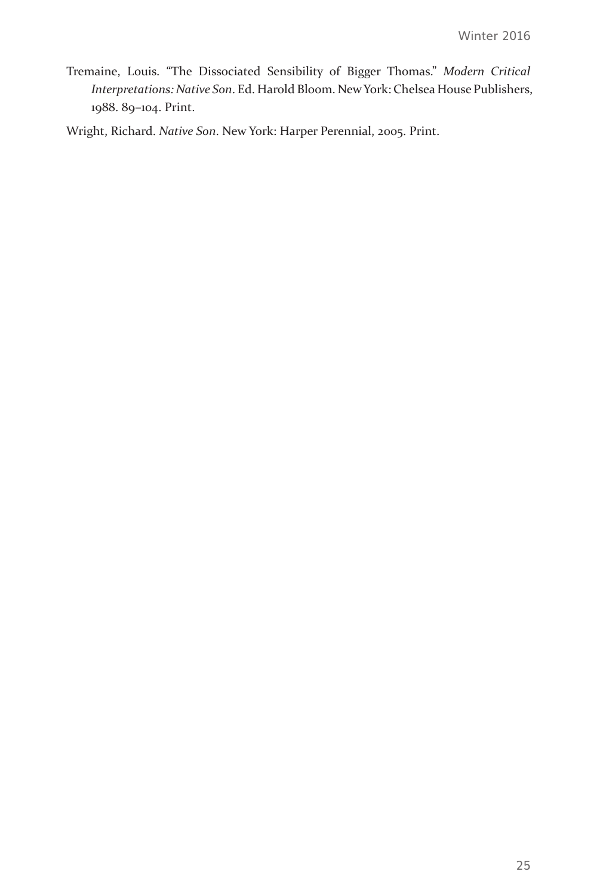Tremaine, Louis. "The Dissociated Sensibility of Bigger Thomas." *Modern Critical Interpretations: Native Son*. Ed. Harold Bloom. New York: Chelsea House Publishers, 1988. 89–104. Print.

Wright, Richard. *Native Son*. New York: Harper Perennial, 2005. Print.